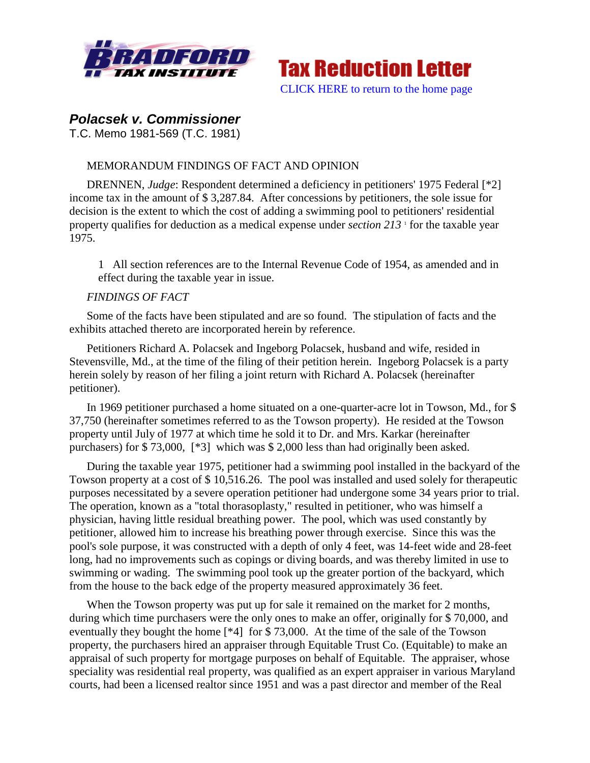# Polacsek v. Commissioner

T.C. Memo 1981-569 (T.C. 1981)

MEMORANDUM FINDINGS OF FACT AND OPINION

DRENNEN, *Judge*: Respondent determined a deficiency in petitioners' 1975 Federal [*2] income tax in the amount of $ 3,287.84. After concessions by petitioners, the sole issue for decision is the extent to which the cost of adding a swimming pool to petitioners' residential property qualifies for deduction as a medical expense under *section 213* [1] for the taxable year 1975.

> 1 All section references are to the Internal Revenue Code of 1954, as amended and in effect during the taxable year in issue.

*FINDINGS OF FACT*

Some of the facts have been stipulated and are so found. The stipulation of facts and the exhibits attached thereto are incorporated herein by reference.

Petitioners Richard A. Polacsek and Ingeborg Polacsek, husband and wife, resided in Stevensville, Md., at the time of the filing of their petition herein. Ingeborg Polacsek is a party herein solely by reason of her filing a joint return with Richard A. Polacsek (hereinafter petitioner).

In 1969 petitioner purchased a home situated on a one-quarter-acre lot in Towson, Md., for $ 37,750 (hereinafter sometimes referred to as the Towson property). He resided at the Towson property until July of 1977 at which time he sold it to Dr. and Mrs. Karkar (hereinafter purchasers) for $ 73,000, [*3] which was $ 2,000 less than had originally been asked.

During the taxable year 1975, petitioner had a swimming pool installed in the backyard of the Towson property at a cost of $ 10,516.26. The pool was installed and used solely for therapeutic purposes necessitated by a severe operation petitioner had undergone some 34 years prior to trial. The operation, known as a "total thorasoplasty," resulted in petitioner, who was himself a physician, having little residual breathing power. The pool, which was used constantly by petitioner, allowed him to increase his breathing power through exercise. Since this was the pool's sole purpose, it was constructed with a depth of only 4 feet, was 14-feet wide and 28-feet long, had no improvements such as copings or diving boards, and was thereby limited in use to swimming or wading. The swimming pool took up the greater portion of the backyard, which from the house to the back edge of the property measured approximately 36 feet.

When the Towson property was put up for sale it remained on the market for 2 months, during which time purchasers were the only ones to make an offer, originally for $ 70,000, and eventually they bought the home [*4] for $ 73,000. At the time of the sale of the Towson property, the purchasers hired an appraiser through Equitable Trust Co. (Equitable) to make an appraisal of such property for mortgage purposes on behalf of Equitable. The appraiser, whose speciality was residential real property, was qualified as an expert appraiser in various Maryland courts, had been a licensed realtor since 1951 and was a past director and member of the Real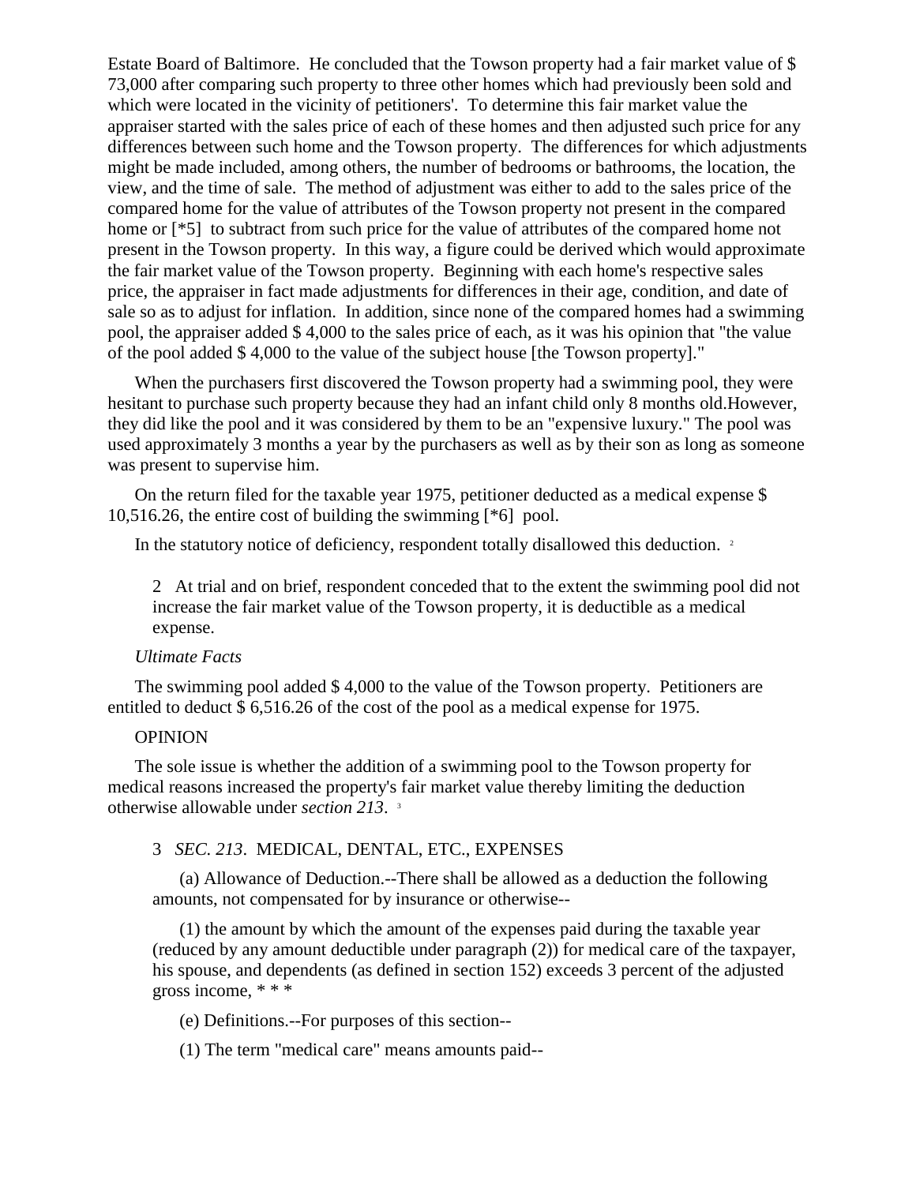Estate Board of Baltimore. He concluded that the Towson property had a fair market value of $ 73,000 after comparing such property to three other homes which had previously been sold and which were located in the vicinity of petitioners'. To determine this fair market value the appraiser started with the sales price of each of these homes and then adjusted such price for any differences between such home and the Towson property. The differences for which adjustments might be made included, among others, the number of bedrooms or bathrooms, the location, the view, and the time of sale. The method of adjustment was either to add to the sales price of the compared home for the value of attributes of the Towson property not present in the compared home or [*5] to subtract from such price for the value of attributes of the compared home not present in the Towson property. In this way, a figure could be derived which would approximate the fair market value of the Towson property. Beginning with each home's respective sales price, the appraiser in fact made adjustments for differences in their age, condition, and date of sale so as to adjust for inflation. In addition, since none of the compared homes had a swimming pool, the appraiser added $ 4,000 to the sales price of each, as it was his opinion that "the value of the pool added $ 4,000 to the value of the subject house [the Towson property]."

When the purchasers first discovered the Towson property had a swimming pool, they were hesitant to purchase such property because they had an infant child only 8 months old.However, they did like the pool and it was considered by them to be an "expensive luxury." The pool was used approximately 3 months a year by the purchasers as well as by their son as long as someone was present to supervise him.

On the return filed for the taxable year 1975, petitioner deducted as a medical expense $ 10,516.26, the entire cost of building the swimming [*6] pool.

In the statutory notice of deficiency, respondent totally disallowed this deduction. [2]

> 2 At trial and on brief, respondent conceded that to the extent the swimming pool did not increase the fair market value of the Towson property, it is deductible as a medical expense.

*Ultimate Facts*

The swimming pool added $ 4,000 to the value of the Towson property. Petitioners are entitled to deduct $ 6,516.26 of the cost of the pool as a medical expense for 1975.

OPINION

The sole issue is whether the addition of a swimming pool to the Towson property for medical reasons increased the property's fair market value thereby limiting the deduction otherwise allowable under *section 213*. [3]

> 3 *SEC. 213*. MEDICAL, DENTAL, ETC., EXPENSES
>
> (a) Allowance of Deduction.--There shall be allowed as a deduction the following amounts, not compensated for by insurance or otherwise--
>
> (1) the amount by which the amount of the expenses paid during the taxable year (reduced by any amount deductible under paragraph (2)) for medical care of the taxpayer, his spouse, and dependents (as defined in section 152) exceeds 3 percent of the adjusted gross income, * * *
>
> (e) Definitions.--For purposes of this section--
>
> (1) The term "medical care" means amounts paid--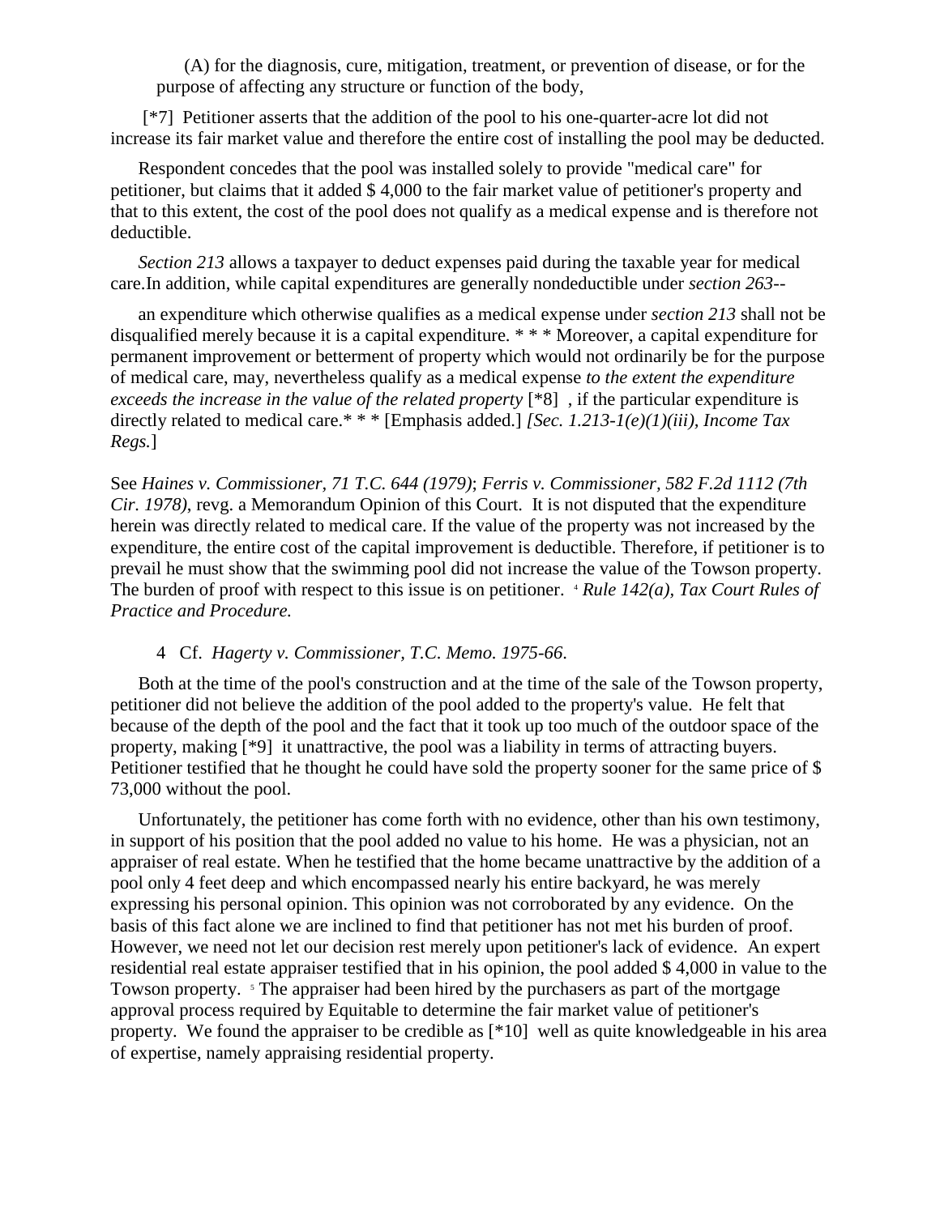(A) for the diagnosis, cure, mitigation, treatment, or prevention of disease, or for the purpose of affecting any structure or function of the body,

[*7] Petitioner asserts that the addition of the pool to his one-quarter-acre lot did not increase its fair market value and therefore the entire cost of installing the pool may be deducted.

Respondent concedes that the pool was installed solely to provide "medical care" for petitioner, but claims that it added $ 4,000 to the fair market value of petitioner's property and that to this extent, the cost of the pool does not qualify as a medical expense and is therefore not deductible.

*Section 213* allows a taxpayer to deduct expenses paid during the taxable year for medical care.In addition, while capital expenditures are generally nondeductible under *section 263*--

> an expenditure which otherwise qualifies as a medical expense under *section 213* shall not be disqualified merely because it is a capital expenditure. * * * Moreover, a capital expenditure for permanent improvement or betterment of property which would not ordinarily be for the purpose of medical care, may, nevertheless qualify as a medical expense *to the extent the expenditure exceeds the increase in the value of the related property* [*8] , if the particular expenditure is directly related to medical care.* * * [Emphasis added.] *[Sec. 1.213-1(e)(1)(iii), Income Tax Regs.*]

See *Haines v. Commissioner, 71 T.C. 644 (1979)*; *Ferris v. Commissioner, 582 F.2d 1112 (7th Cir. 1978)*, revg. a Memorandum Opinion of this Court. It is not disputed that the expenditure herein was directly related to medical care. If the value of the property was not increased by the expenditure, the entire cost of the capital improvement is deductible. Therefore, if petitioner is to prevail he must show that the swimming pool did not increase the value of the Towson property. The burden of proof with respect to this issue is on petitioner. [4] *Rule 142(a), Tax Court Rules of Practice and Procedure.*

4 Cf. *Hagerty v. Commissioner, T.C. Memo. 1975-66*.

Both at the time of the pool's construction and at the time of the sale of the Towson property, petitioner did not believe the addition of the pool added to the property's value. He felt that because of the depth of the pool and the fact that it took up too much of the outdoor space of the property, making [*9] it unattractive, the pool was a liability in terms of attracting buyers. Petitioner testified that he thought he could have sold the property sooner for the same price of $ 73,000 without the pool.

Unfortunately, the petitioner has come forth with no evidence, other than his own testimony, in support of his position that the pool added no value to his home. He was a physician, not an appraiser of real estate. When he testified that the home became unattractive by the addition of a pool only 4 feet deep and which encompassed nearly his entire backyard, he was merely expressing his personal opinion. This opinion was not corroborated by any evidence. On the basis of this fact alone we are inclined to find that petitioner has not met his burden of proof. However, we need not let our decision rest merely upon petitioner's lack of evidence. An expert residential real estate appraiser testified that in his opinion, the pool added $ 4,000 in value to the Towson property. [5] The appraiser had been hired by the purchasers as part of the mortgage approval process required by Equitable to determine the fair market value of petitioner's property. We found the appraiser to be credible as [*10] well as quite knowledgeable in his area of expertise, namely appraising residential property.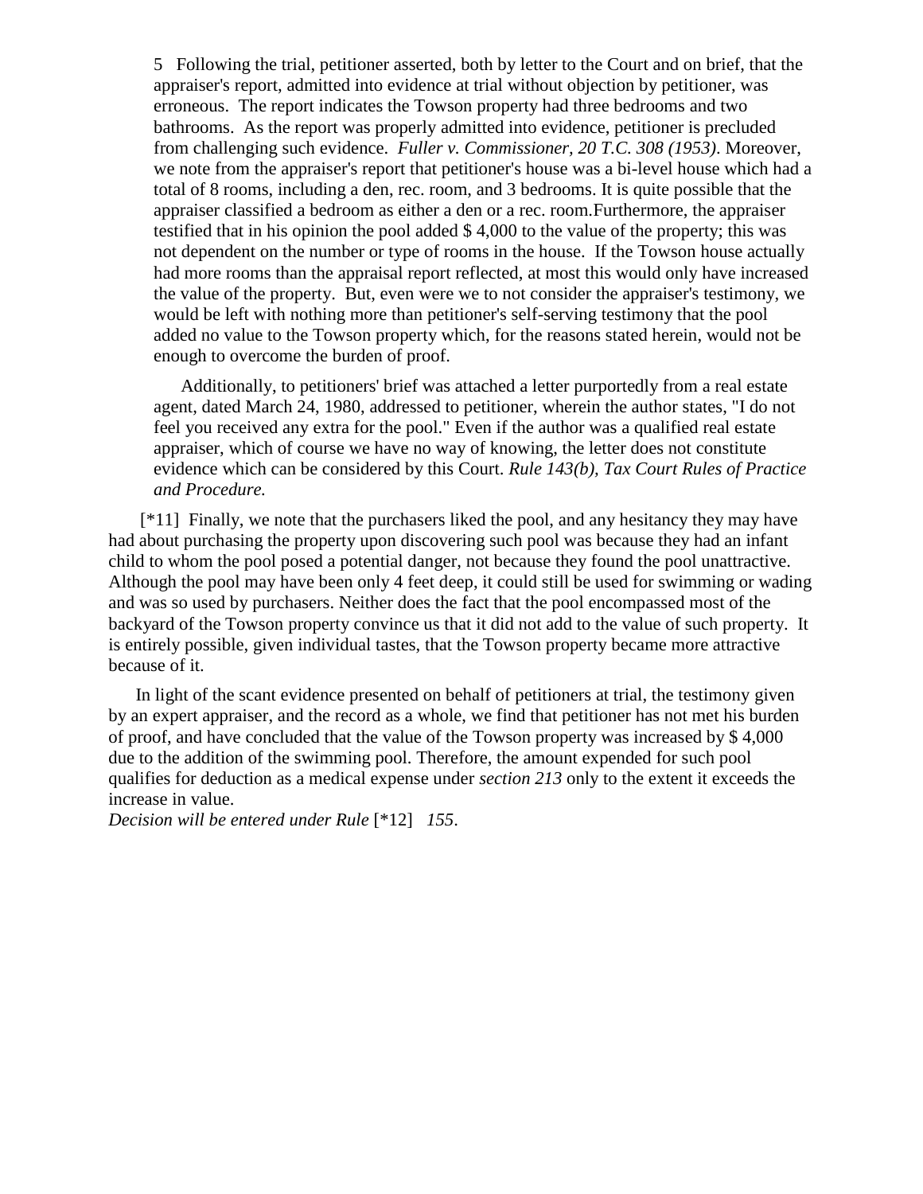5 Following the trial, petitioner asserted, both by letter to the Court and on brief, that the appraiser's report, admitted into evidence at trial without objection by petitioner, was erroneous. The report indicates the Towson property had three bedrooms and two bathrooms. As the report was properly admitted into evidence, petitioner is precluded from challenging such evidence. *Fuller v. Commissioner, 20 T.C. 308 (1953)*. Moreover, we note from the appraiser's report that petitioner's house was a bi-level house which had a total of 8 rooms, including a den, rec. room, and 3 bedrooms. It is quite possible that the appraiser classified a bedroom as either a den or a rec. room.Furthermore, the appraiser testified that in his opinion the pool added $ 4,000 to the value of the property; this was not dependent on the number or type of rooms in the house. If the Towson house actually had more rooms than the appraisal report reflected, at most this would only have increased the value of the property. But, even were we to not consider the appraiser's testimony, we would be left with nothing more than petitioner's self-serving testimony that the pool added no value to the Towson property which, for the reasons stated herein, would not be enough to overcome the burden of proof.

Additionally, to petitioners' brief was attached a letter purportedly from a real estate agent, dated March 24, 1980, addressed to petitioner, wherein the author states, "I do not feel you received any extra for the pool." Even if the author was a qualified real estate appraiser, which of course we have no way of knowing, the letter does not constitute evidence which can be considered by this Court. *Rule 143(b), Tax Court Rules of Practice and Procedure.*

[*11] Finally, we note that the purchasers liked the pool, and any hesitancy they may have had about purchasing the property upon discovering such pool was because they had an infant child to whom the pool posed a potential danger, not because they found the pool unattractive. Although the pool may have been only 4 feet deep, it could still be used for swimming or wading and was so used by purchasers. Neither does the fact that the pool encompassed most of the backyard of the Towson property convince us that it did not add to the value of such property. It is entirely possible, given individual tastes, that the Towson property became more attractive because of it.

In light of the scant evidence presented on behalf of petitioners at trial, the testimony given by an expert appraiser, and the record as a whole, we find that petitioner has not met his burden of proof, and have concluded that the value of the Towson property was increased by $ 4,000 due to the addition of the swimming pool. Therefore, the amount expended for such pool qualifies for deduction as a medical expense under *section 213* only to the extent it exceeds the increase in value.

*Decision will be entered under Rule* [*12] *155*.